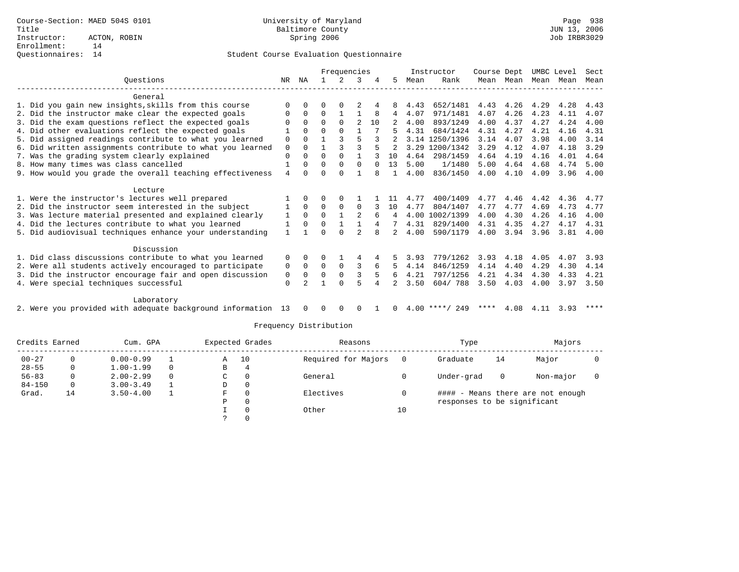Course-Section: MAED 504S 0101
Title
Instructor: ACTON, ROBIN
Enrollment: 14
Questionnaires: 14

University of Maryland
Baltimore County
Spring 2006

Page 938
JUN 13, 2006
Job IRBR3029

## Student Course Evaluation Questionnaire

| Questions | NR | NA | 1 | 2 | 3 | 4 | 5 | Instructor Mean | Rank | Course Mean | Dept Mean | UMBC Mean | Level Mean | Sect Mean |
|---|---|---|---|---|---|---|---|---|---|---|---|---|---|---|
| **General** | | | | | | | | | | | | | | |
| 1. Did you gain new insights,skills from this course | 0 | 0 | 0 | 0 | 2 | 4 | 8 | 4.43 | 652/1481 | 4.43 | 4.26 | 4.29 | 4.28 | 4.43 |
| 2. Did the instructor make clear the expected goals | 0 | 0 | 0 | 1 | 1 | 8 | 4 | 4.07 | 971/1481 | 4.07 | 4.26 | 4.23 | 4.11 | 4.07 |
| 3. Did the exam questions reflect the expected goals | 0 | 0 | 0 | 0 | 2 | 10 | 2 | 4.00 | 893/1249 | 4.00 | 4.37 | 4.27 | 4.24 | 4.00 |
| 4. Did other evaluations reflect the expected goals | 1 | 0 | 0 | 0 | 1 | 7 | 5 | 4.31 | 684/1424 | 4.31 | 4.27 | 4.21 | 4.16 | 4.31 |
| 5. Did assigned readings contribute to what you learned | 0 | 0 | 1 | 3 | 5 | 3 | 2 | 3.14 | 1250/1396 | 3.14 | 4.07 | 3.98 | 4.00 | 3.14 |
| 6. Did written assignments contribute to what you learned | 0 | 0 | 1 | 3 | 3 | 5 | 2 | 3.29 | 1200/1342 | 3.29 | 4.12 | 4.07 | 4.18 | 3.29 |
| 7. Was the grading system clearly explained | 0 | 0 | 0 | 0 | 1 | 3 | 10 | 4.64 | 298/1459 | 4.64 | 4.19 | 4.16 | 4.01 | 4.64 |
| 8. How many times was class cancelled | 1 | 0 | 0 | 0 | 0 | 0 | 13 | 5.00 | 1/1480 | 5.00 | 4.64 | 4.68 | 4.74 | 5.00 |
| 9. How would you grade the overall teaching effectiveness | 4 | 0 | 0 | 0 | 1 | 8 | 1 | 4.00 | 836/1450 | 4.00 | 4.10 | 4.09 | 3.96 | 4.00 |
| **Lecture** | | | | | | | | | | | | | | |
| 1. Were the instructor's lectures well prepared | 1 | 0 | 0 | 0 | 1 | 1 | 11 | 4.77 | 400/1409 | 4.77 | 4.46 | 4.42 | 4.36 | 4.77 |
| 2. Did the instructor seem interested in the subject | 1 | 0 | 0 | 0 | 0 | 3 | 10 | 4.77 | 804/1407 | 4.77 | 4.77 | 4.69 | 4.73 | 4.77 |
| 3. Was lecture material presented and explained clearly | 1 | 0 | 0 | 1 | 2 | 6 | 4 | 4.00 | 1002/1399 | 4.00 | 4.30 | 4.26 | 4.16 | 4.00 |
| 4. Did the lectures contribute to what you learned | 1 | 0 | 0 | 1 | 1 | 4 | 7 | 4.31 | 829/1400 | 4.31 | 4.35 | 4.27 | 4.17 | 4.31 |
| 5. Did audiovisual techniques enhance your understanding | 1 | 1 | 0 | 0 | 2 | 8 | 2 | 4.00 | 590/1179 | 4.00 | 3.94 | 3.96 | 3.81 | 4.00 |
| **Discussion** | | | | | | | | | | | | | | |
| 1. Did class discussions contribute to what you learned | 0 | 0 | 0 | 1 | 4 | 4 | 5 | 3.93 | 779/1262 | 3.93 | 4.18 | 4.05 | 4.07 | 3.93 |
| 2. Were all students actively encouraged to participate | 0 | 0 | 0 | 0 | 3 | 6 | 5 | 4.14 | 846/1259 | 4.14 | 4.40 | 4.29 | 4.30 | 4.14 |
| 3. Did the instructor encourage fair and open discussion | 0 | 0 | 0 | 0 | 3 | 5 | 6 | 4.21 | 797/1256 | 4.21 | 4.34 | 4.30 | 4.33 | 4.21 |
| 4. Were special techniques successful | 0 | 2 | 1 | 0 | 5 | 4 | 2 | 3.50 | 604/ 788 | 3.50 | 4.03 | 4.00 | 3.97 | 3.50 |
| **Laboratory** | | | | | | | | | | | | | | |
| 2. Were you provided with adequate background information | 13 | 0 | 0 | 0 | 0 | 1 | 0 | 4.00 | ****/ 249 | **** | 4.08 | 4.11 | 3.93 | **** |

## Frequency Distribution

| Credits Earned | | Cum. GPA | | Expected Grades | | Reasons | | Type | | Majors | |
|---|---|---|---|---|---|---|---|---|---|---|---|
| 00-27 | 0 | 0.00-0.99 | 1 | A | 10 | Required for Majors | 0 | Graduate | 14 | Major | 0 |
| 28-55 | 0 | 1.00-1.99 | 0 | B | 4 | | | | | | |
| 56-83 | 0 | 2.00-2.99 | 0 | C | 0 | General | 0 | Under-grad | 0 | Non-major | 0 |
| 84-150 | 0 | 3.00-3.49 | 1 | D | 0 | | | | | | |
| Grad. | 14 | 3.50-4.00 | 1 | F | 0 | Electives | 0 | #### - Means there are not enough responses to be significant | | | |
| | | | | P | 0 | | | | | | |
| | | | | I | 0 | Other | 10 | | | | |
| | | | | ? | 0 | | | | | | |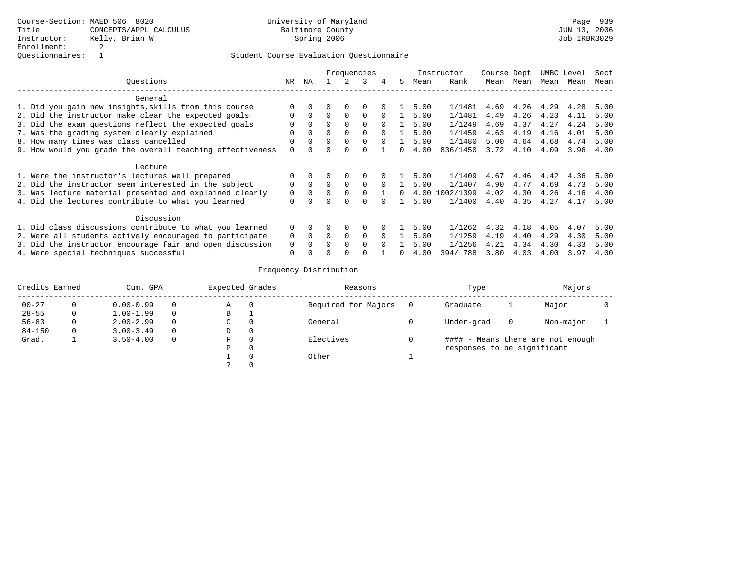Course-Section: MAED 506 8020
Title: CONCEPTS/APPL CALCULUS
Instructor: Kelly, Brian W
Enrollment: 2
Questionnaires: 1

University of Maryland
Baltimore County
Spring 2006

JUN 13, 2006
Job IRBR3029

## Student Course Evaluation Questionnaire

| Questions | NR | NA | 1 | 2 | 3 | 4 | 5 | Instructor Mean | Instructor Rank | Course Mean | Dept Mean | UMBC Mean | Level Mean | Sect Mean |
|---|---|---|---|---|---|---|---|---|---|---|---|---|---|---|
| **General** | | | | | | | | | | | | | | |
| 1. Did you gain new insights,skills from this course | 0 | 0 | 0 | 0 | 0 | 0 | 1 | 5.00 | 1/1481 | 4.69 | 4.26 | 4.29 | 4.28 | 5.00 |
| 2. Did the instructor make clear the expected goals | 0 | 0 | 0 | 0 | 0 | 0 | 1 | 5.00 | 1/1481 | 4.49 | 4.26 | 4.23 | 4.11 | 5.00 |
| 3. Did the exam questions reflect the expected goals | 0 | 0 | 0 | 0 | 0 | 0 | 1 | 5.00 | 1/1249 | 4.69 | 4.37 | 4.27 | 4.24 | 5.00 |
| 7. Was the grading system clearly explained | 0 | 0 | 0 | 0 | 0 | 0 | 1 | 5.00 | 1/1459 | 4.63 | 4.19 | 4.16 | 4.01 | 5.00 |
| 8. How many times was class cancelled | 0 | 0 | 0 | 0 | 0 | 0 | 1 | 5.00 | 1/1480 | 5.00 | 4.64 | 4.68 | 4.74 | 5.00 |
| 9. How would you grade the overall teaching effectiveness | 0 | 0 | 0 | 0 | 0 | 1 | 0 | 4.00 | 836/1450 | 3.72 | 4.10 | 4.09 | 3.96 | 4.00 |
| **Lecture** | | | | | | | | | | | | | | |
| 1. Were the instructor's lectures well prepared | 0 | 0 | 0 | 0 | 0 | 0 | 1 | 5.00 | 1/1409 | 4.67 | 4.46 | 4.42 | 4.36 | 5.00 |
| 2. Did the instructor seem interested in the subject | 0 | 0 | 0 | 0 | 0 | 0 | 1 | 5.00 | 1/1407 | 4.90 | 4.77 | 4.69 | 4.73 | 5.00 |
| 3. Was lecture material presented and explained clearly | 0 | 0 | 0 | 0 | 0 | 1 | 0 | 4.00 | 1002/1399 | 4.02 | 4.30 | 4.26 | 4.16 | 4.00 |
| 4. Did the lectures contribute to what you learned | 0 | 0 | 0 | 0 | 0 | 0 | 1 | 5.00 | 1/1400 | 4.40 | 4.35 | 4.27 | 4.17 | 5.00 |
| **Discussion** | | | | | | | | | | | | | | |
| 1. Did class discussions contribute to what you learned | 0 | 0 | 0 | 0 | 0 | 0 | 1 | 5.00 | 1/1262 | 4.32 | 4.18 | 4.05 | 4.07 | 5.00 |
| 2. Were all students actively encouraged to participate | 0 | 0 | 0 | 0 | 0 | 0 | 1 | 5.00 | 1/1259 | 4.19 | 4.40 | 4.29 | 4.30 | 5.00 |
| 3. Did the instructor encourage fair and open discussion | 0 | 0 | 0 | 0 | 0 | 0 | 1 | 5.00 | 1/1256 | 4.21 | 4.34 | 4.30 | 4.33 | 5.00 |
| 4. Were special techniques successful | 0 | 0 | 0 | 0 | 0 | 1 | 0 | 4.00 | 394/ 788 | 3.80 | 4.03 | 4.00 | 3.97 | 4.00 |

## Frequency Distribution

| Credits Earned | | Cum. GPA | | Expected Grades | | Reasons | | Type | | Majors | |
|---|---|---|---|---|---|---|---|---|---|---|---|
| 00-27 | 0 | 0.00-0.99 | 0 | A | 0 | Required for Majors | 0 | Graduate | 1 | Major | 0 |
| 28-55 | 0 | 1.00-1.99 | 0 | B | 1 | | | | | | |
| 56-83 | 0 | 2.00-2.99 | 0 | C | 0 | General | 0 | Under-grad | 0 | Non-major | 1 |
| 84-150 | 0 | 3.00-3.49 | 0 | D | 0 | | | | | | |
| Grad. | 1 | 3.50-4.00 | 0 | F | 0 | Electives | 0 | #### - Means there are not enough responses to be significant | | | |
| | | | | P | 0 | | | | | | |
| | | | | I | 0 | Other | 1 | | | | |
| | | | | ? | 0 | | | | | | |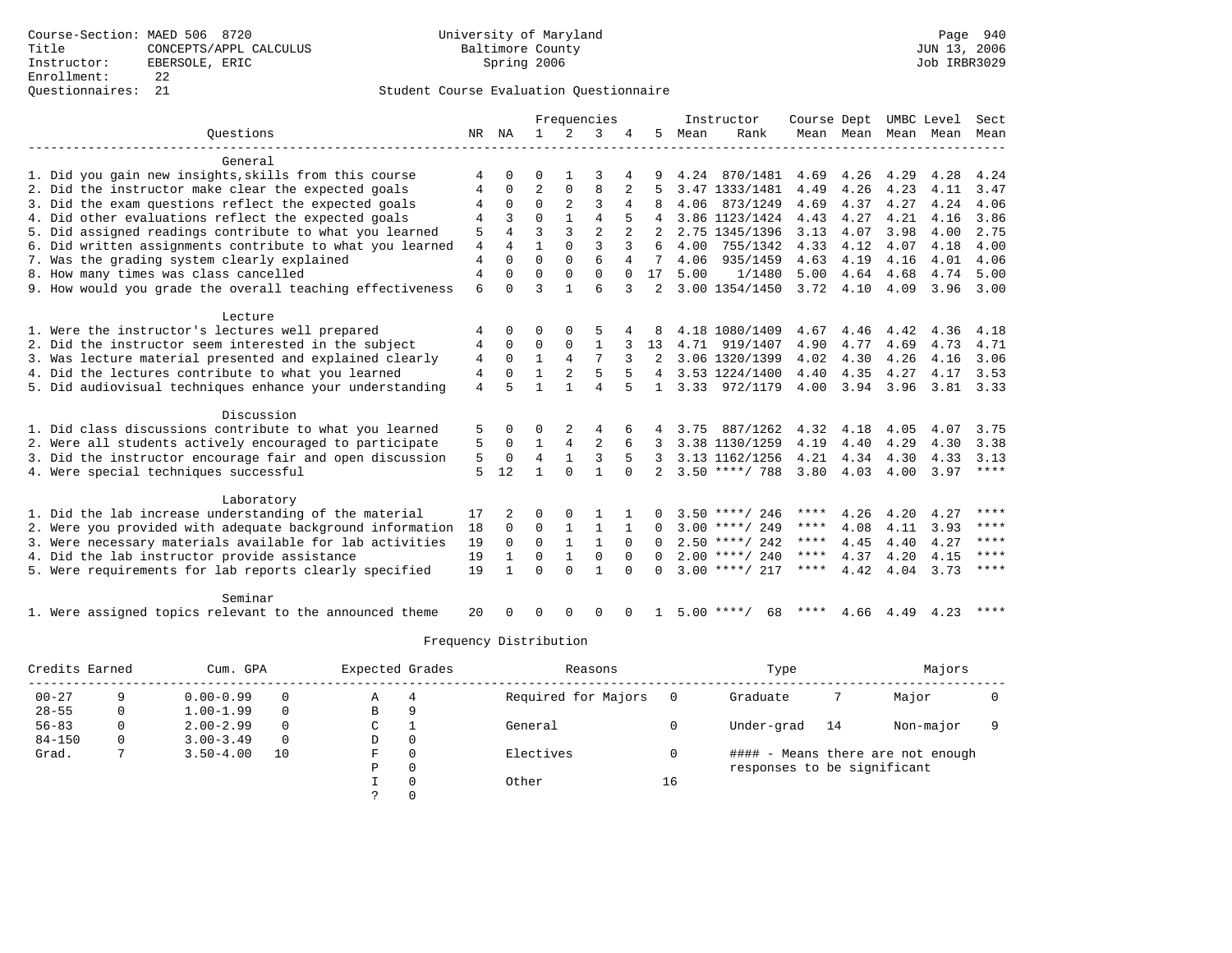Course-Section: MAED 506 8720
Title: CONCEPTS/APPL CALCULUS
Instructor: EBERSOLE, ERIC
Enrollment: 22
Questionnaires: 21

University of Maryland
Baltimore County
Spring 2006

Page 940
JUN 13, 2006
Job IRBR3029

## Student Course Evaluation Questionnaire

| Questions | NR | NA | 1 | 2 | 3 | 4 | 5 | Instructor Mean | Rank | Course Mean | Dept Mean | UMBC Mean | Level Mean | Sect Mean |
|---|---|---|---|---|---|---|---|---|---|---|---|---|---|---|
| **General** | | | | | | | | | | | | | | |
| 1. Did you gain new insights,skills from this course | 4 | 0 | 0 | 1 | 3 | 4 | 9 | 4.24 | 870/1481 | 4.69 | 4.26 | 4.29 | 4.28 | 4.24 |
| 2. Did the instructor make clear the expected goals | 4 | 0 | 2 | 0 | 8 | 2 | 5 | 3.47 | 1333/1481 | 4.49 | 4.26 | 4.23 | 4.11 | 3.47 |
| 3. Did the exam questions reflect the expected goals | 4 | 0 | 0 | 2 | 3 | 4 | 8 | 4.06 | 873/1249 | 4.69 | 4.37 | 4.27 | 4.24 | 4.06 |
| 4. Did other evaluations reflect the expected goals | 4 | 3 | 0 | 1 | 4 | 5 | 4 | 3.86 | 1123/1424 | 4.43 | 4.27 | 4.21 | 4.16 | 3.86 |
| 5. Did assigned readings contribute to what you learned | 5 | 4 | 3 | 3 | 2 | 2 | 2 | 2.75 | 1345/1396 | 3.13 | 4.07 | 3.98 | 4.00 | 2.75 |
| 6. Did written assignments contribute to what you learned | 4 | 4 | 1 | 0 | 3 | 3 | 6 | 4.00 | 755/1342 | 4.33 | 4.12 | 4.07 | 4.18 | 4.00 |
| 7. Was the grading system clearly explained | 4 | 0 | 0 | 0 | 6 | 4 | 7 | 4.06 | 935/1459 | 4.63 | 4.19 | 4.16 | 4.01 | 4.06 |
| 8. How many times was class cancelled | 4 | 0 | 0 | 0 | 0 | 0 | 17 | 5.00 | 1/1480 | 5.00 | 4.64 | 4.68 | 4.74 | 5.00 |
| 9. How would you grade the overall teaching effectiveness | 6 | 0 | 3 | 1 | 6 | 3 | 2 | 3.00 | 1354/1450 | 3.72 | 4.10 | 4.09 | 3.96 | 3.00 |
| **Lecture** | | | | | | | | | | | | | | |
| 1. Were the instructor's lectures well prepared | 4 | 0 | 0 | 0 | 5 | 4 | 8 | 4.18 | 1080/1409 | 4.67 | 4.46 | 4.42 | 4.36 | 4.18 |
| 2. Did the instructor seem interested in the subject | 4 | 0 | 0 | 0 | 1 | 3 | 13 | 4.71 | 919/1407 | 4.90 | 4.77 | 4.69 | 4.73 | 4.71 |
| 3. Was lecture material presented and explained clearly | 4 | 0 | 1 | 4 | 7 | 3 | 2 | 3.06 | 1320/1399 | 4.02 | 4.30 | 4.26 | 4.16 | 3.06 |
| 4. Did the lectures contribute to what you learned | 4 | 0 | 1 | 2 | 5 | 5 | 4 | 3.53 | 1224/1400 | 4.40 | 4.35 | 4.27 | 4.17 | 3.53 |
| 5. Did audiovisual techniques enhance your understanding | 4 | 5 | 1 | 1 | 4 | 5 | 1 | 3.33 | 972/1179 | 4.00 | 3.94 | 3.96 | 3.81 | 3.33 |
| **Discussion** | | | | | | | | | | | | | | |
| 1. Did class discussions contribute to what you learned | 5 | 0 | 0 | 2 | 4 | 6 | 4 | 3.75 | 887/1262 | 4.32 | 4.18 | 4.05 | 4.07 | 3.75 |
| 2. Were all students actively encouraged to participate | 5 | 0 | 1 | 4 | 2 | 6 | 3 | 3.38 | 1130/1259 | 4.19 | 4.40 | 4.29 | 4.30 | 3.38 |
| 3. Did the instructor encourage fair and open discussion | 5 | 0 | 4 | 1 | 3 | 5 | 3 | 3.13 | 1162/1256 | 4.21 | 4.34 | 4.30 | 4.33 | 3.13 |
| 4. Were special techniques successful | 5 | 12 | 1 | 0 | 1 | 0 | 2 | 3.50 | ****/ 788 | 3.80 | 4.03 | 4.00 | 3.97 | **** |
| **Laboratory** | | | | | | | | | | | | | | |
| 1. Did the lab increase understanding of the material | 17 | 2 | 0 | 0 | 1 | 1 | 0 | 3.50 | ****/ 246 | **** | 4.26 | 4.20 | 4.27 | **** |
| 2. Were you provided with adequate background information | 18 | 0 | 0 | 1 | 1 | 1 | 0 | 3.00 | ****/ 249 | **** | 4.08 | 4.11 | 3.93 | **** |
| 3. Were necessary materials available for lab activities | 19 | 0 | 0 | 1 | 1 | 0 | 0 | 2.50 | ****/ 242 | **** | 4.45 | 4.40 | 4.27 | **** |
| 4. Did the lab instructor provide assistance | 19 | 1 | 0 | 1 | 0 | 0 | 0 | 2.00 | ****/ 240 | **** | 4.37 | 4.20 | 4.15 | **** |
| 5. Were requirements for lab reports clearly specified | 19 | 1 | 0 | 0 | 1 | 0 | 0 | 3.00 | ****/ 217 | **** | 4.42 | 4.04 | 3.73 | **** |
| **Seminar** | | | | | | | | | | | | | | |
| 1. Were assigned topics relevant to the announced theme | 20 | 0 | 0 | 0 | 0 | 0 | 1 | 5.00 | ****/ 68 | **** | 4.66 | 4.49 | 4.23 | **** |

### Frequency Distribution

| Credits Earned | | Cum. GPA | | Expected Grades | | Reasons | | Type | | Majors | |
|---|---|---|---|---|---|---|---|---|---|---|---|
| 00-27 | 9 | 0.00-0.99 | 0 | A | 4 | Required for Majors | 0 | Graduate | 7 | Major | 0 |
| 28-55 | 0 | 1.00-1.99 | 0 | B | 9 | | | | | | |
| 56-83 | 0 | 2.00-2.99 | 0 | C | 1 | General | 0 | Under-grad | 14 | Non-major | 9 |
| 84-150 | 0 | 3.00-3.49 | 0 | D | 0 | | | | | | |
| Grad. | 7 | 3.50-4.00 | 10 | F | 0 | Electives | 0 | | | | |
| | | | | P | 0 | | | | | | |
| | | | | I | 0 | Other | 16 | | | | |
| | | | | ? | 0 | | | | | | |

#### - Means there are not enough responses to be significant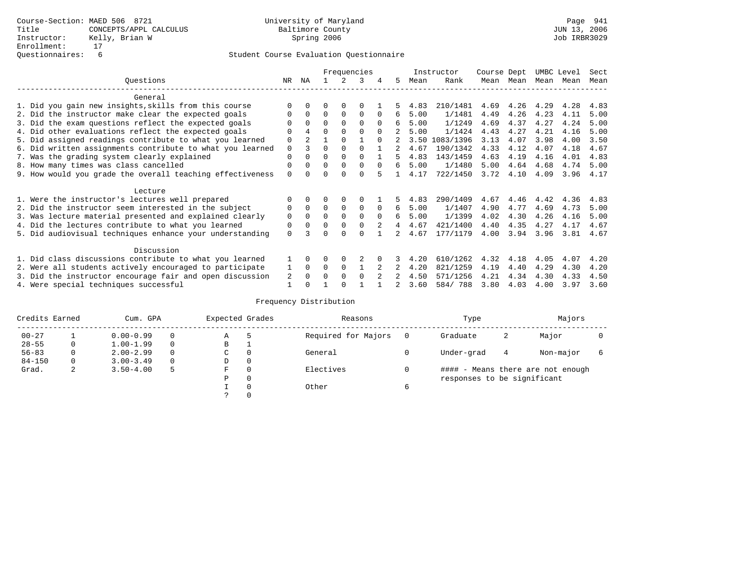Course-Section: MAED 506 8721
Title: CONCEPTS/APPL CALCULUS
Instructor: Kelly, Brian W
Enrollment: 17
Questionnaires: 6

University of Maryland
Baltimore County
Spring 2006

JUN 13, 2006
Job IRBR3029

## Student Course Evaluation Questionnaire

| Questions | NR | NA | 1 | 2 | 3 | 4 | 5 | Instructor Mean | Instructor Rank | Course Mean | Dept Mean | UMBC Mean | Level Mean | Sect Mean |
|---|---|---|---|---|---|---|---|---|---|---|---|---|---|---|
| **General** | | | | | | | | | | | | | | |
| 1. Did you gain new insights,skills from this course | 0 | 0 | 0 | 0 | 0 | 1 | 5 | 4.83 | 210/1481 | 4.69 | 4.26 | 4.29 | 4.28 | 4.83 |
| 2. Did the instructor make clear the expected goals | 0 | 0 | 0 | 0 | 0 | 0 | 6 | 5.00 | 1/1481 | 4.49 | 4.26 | 4.23 | 4.11 | 5.00 |
| 3. Did the exam questions reflect the expected goals | 0 | 0 | 0 | 0 | 0 | 0 | 6 | 5.00 | 1/1249 | 4.69 | 4.37 | 4.27 | 4.24 | 5.00 |
| 4. Did other evaluations reflect the expected goals | 0 | 4 | 0 | 0 | 0 | 0 | 2 | 5.00 | 1/1424 | 4.43 | 4.27 | 4.21 | 4.16 | 5.00 |
| 5. Did assigned readings contribute to what you learned | 0 | 2 | 1 | 0 | 1 | 0 | 2 | 3.50 | 1083/1396 | 3.13 | 4.07 | 3.98 | 4.00 | 3.50 |
| 6. Did written assignments contribute to what you learned | 0 | 3 | 0 | 0 | 0 | 1 | 2 | 4.67 | 190/1342 | 4.33 | 4.12 | 4.07 | 4.18 | 4.67 |
| 7. Was the grading system clearly explained | 0 | 0 | 0 | 0 | 0 | 1 | 5 | 4.83 | 143/1459 | 4.63 | 4.19 | 4.16 | 4.01 | 4.83 |
| 8. How many times was class cancelled | 0 | 0 | 0 | 0 | 0 | 0 | 6 | 5.00 | 1/1480 | 5.00 | 4.64 | 4.68 | 4.74 | 5.00 |
| 9. How would you grade the overall teaching effectiveness | 0 | 0 | 0 | 0 | 0 | 5 | 1 | 4.17 | 722/1450 | 3.72 | 4.10 | 4.09 | 3.96 | 4.17 |
| **Lecture** | | | | | | | | | | | | | | |
| 1. Were the instructor's lectures well prepared | 0 | 0 | 0 | 0 | 0 | 1 | 5 | 4.83 | 290/1409 | 4.67 | 4.46 | 4.42 | 4.36 | 4.83 |
| 2. Did the instructor seem interested in the subject | 0 | 0 | 0 | 0 | 0 | 0 | 6 | 5.00 | 1/1407 | 4.90 | 4.77 | 4.69 | 4.73 | 5.00 |
| 3. Was lecture material presented and explained clearly | 0 | 0 | 0 | 0 | 0 | 0 | 6 | 5.00 | 1/1399 | 4.02 | 4.30 | 4.26 | 4.16 | 5.00 |
| 4. Did the lectures contribute to what you learned | 0 | 0 | 0 | 0 | 0 | 2 | 4 | 4.67 | 421/1400 | 4.40 | 4.35 | 4.27 | 4.17 | 4.67 |
| 5. Did audiovisual techniques enhance your understanding | 0 | 3 | 0 | 0 | 0 | 1 | 2 | 4.67 | 177/1179 | 4.00 | 3.94 | 3.96 | 3.81 | 4.67 |
| **Discussion** | | | | | | | | | | | | | | |
| 1. Did class discussions contribute to what you learned | 1 | 0 | 0 | 0 | 2 | 0 | 3 | 4.20 | 610/1262 | 4.32 | 4.18 | 4.05 | 4.07 | 4.20 |
| 2. Were all students actively encouraged to participate | 1 | 0 | 0 | 0 | 1 | 2 | 2 | 4.20 | 821/1259 | 4.19 | 4.40 | 4.29 | 4.30 | 4.20 |
| 3. Did the instructor encourage fair and open discussion | 2 | 0 | 0 | 0 | 0 | 2 | 2 | 4.50 | 571/1256 | 4.21 | 4.34 | 4.30 | 4.33 | 4.50 |
| 4. Were special techniques successful | 1 | 0 | 1 | 0 | 1 | 1 | 2 | 3.60 | 584/ 788 | 3.80 | 4.03 | 4.00 | 3.97 | 3.60 |

### Frequency Distribution

| Credits Earned | | Cum. GPA | | Expected Grades | | Reasons | | Type | | Majors | |
|---|---|---|---|---|---|---|---|---|---|---|---|
| 00-27 | 1 | 0.00-0.99 | 0 | A | 5 | Required for Majors | 0 | Graduate | 2 | Major | 0 |
| 28-55 | 0 | 1.00-1.99 | 0 | B | 1 | | | | | | |
| 56-83 | 0 | 2.00-2.99 | 0 | C | 0 | General | 0 | Under-grad | 4 | Non-major | 6 |
| 84-150 | 0 | 3.00-3.49 | 0 | D | 0 | | | | | | |
| Grad. | 2 | 3.50-4.00 | 5 | F | 0 | Electives | 0 | | | | |
| | | | | P | 0 | | | | | | |
| | | | | I | 0 | Other | 6 | | | | |
| | | | | ? | 0 | | | | | | |

#### - Means there are not enough responses to be significant